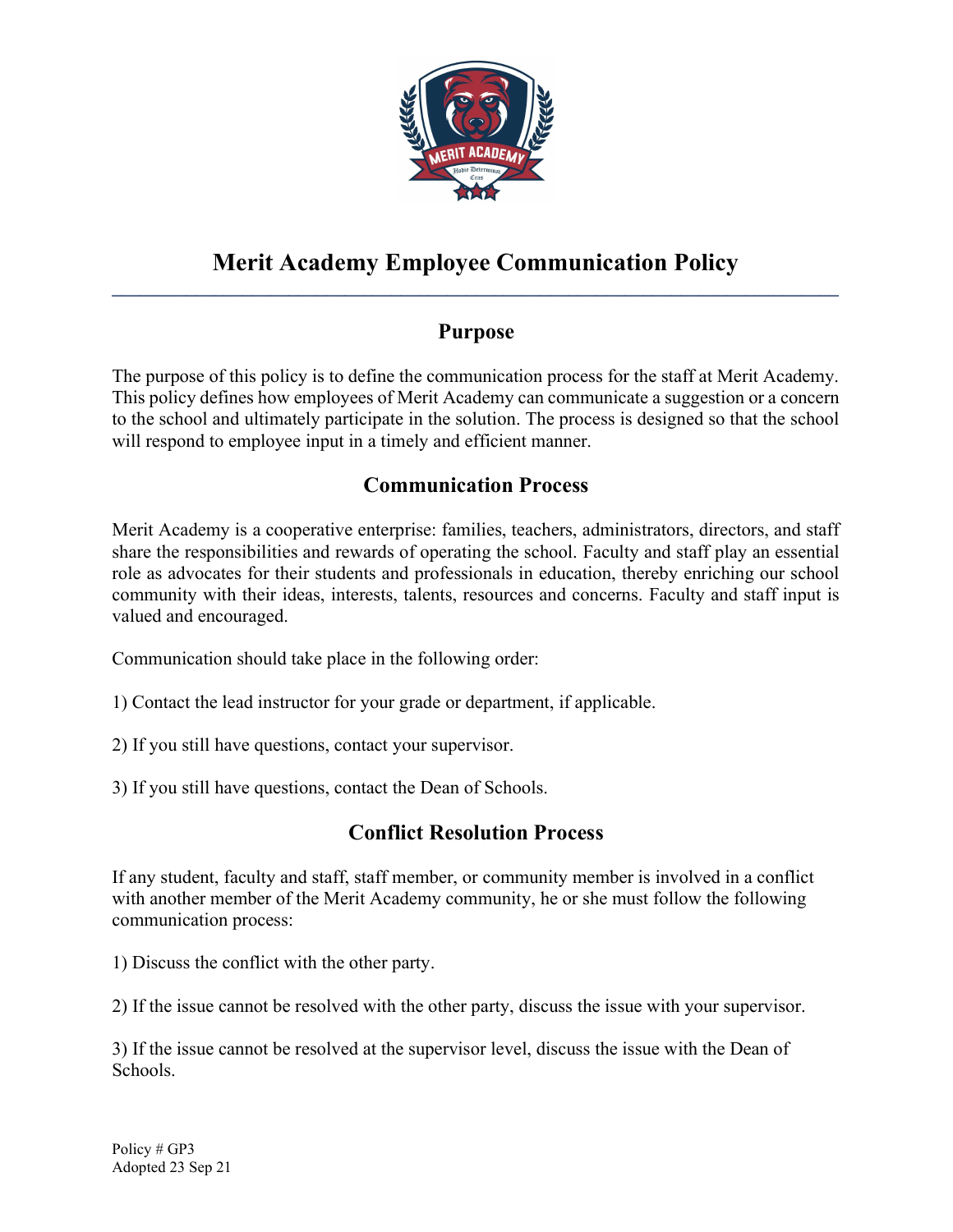# Merit Academy Employee Communication Policy

## Purpose

The purpose of this policy is to define the communication process for the staff at Merit Academy. This policy defines how employees of Merit Academy can communicate a suggestion or a concern to the school and ultimately participate in the solution. The process is designed so that the school will respond to employee input in a timely and efficient manner.

## Communication Process

Merit Academy is a cooperative enterprise: families, teachers, administrators, directors, and staff share the responsibilities and rewards of operating the school. Faculty and staff play an essential role as advocates for their students and professionals in education, thereby enriching our school community with their ideas, interests, talents, resources and concerns. Faculty and staff input is valued and encouraged.

Communication should take place in the following order:

1) Contact the lead instructor for your grade or department, if applicable.

2) If you still have questions, contact your supervisor.

3) If you still have questions, contact the Dean of Schools.

## Conflict Resolution Process

If any student, faculty and staff, staff member, or community member is involved in a conflict with another member of the Merit Academy community, he or she must follow the following communication process:

1) Discuss the conflict with the other party.

2) If the issue cannot be resolved with the other party, discuss the issue with your supervisor.

3) If the issue cannot be resolved at the supervisor level, discuss the issue with the Dean of Schools.

Policy # GP3
Adopted 23 Sep 21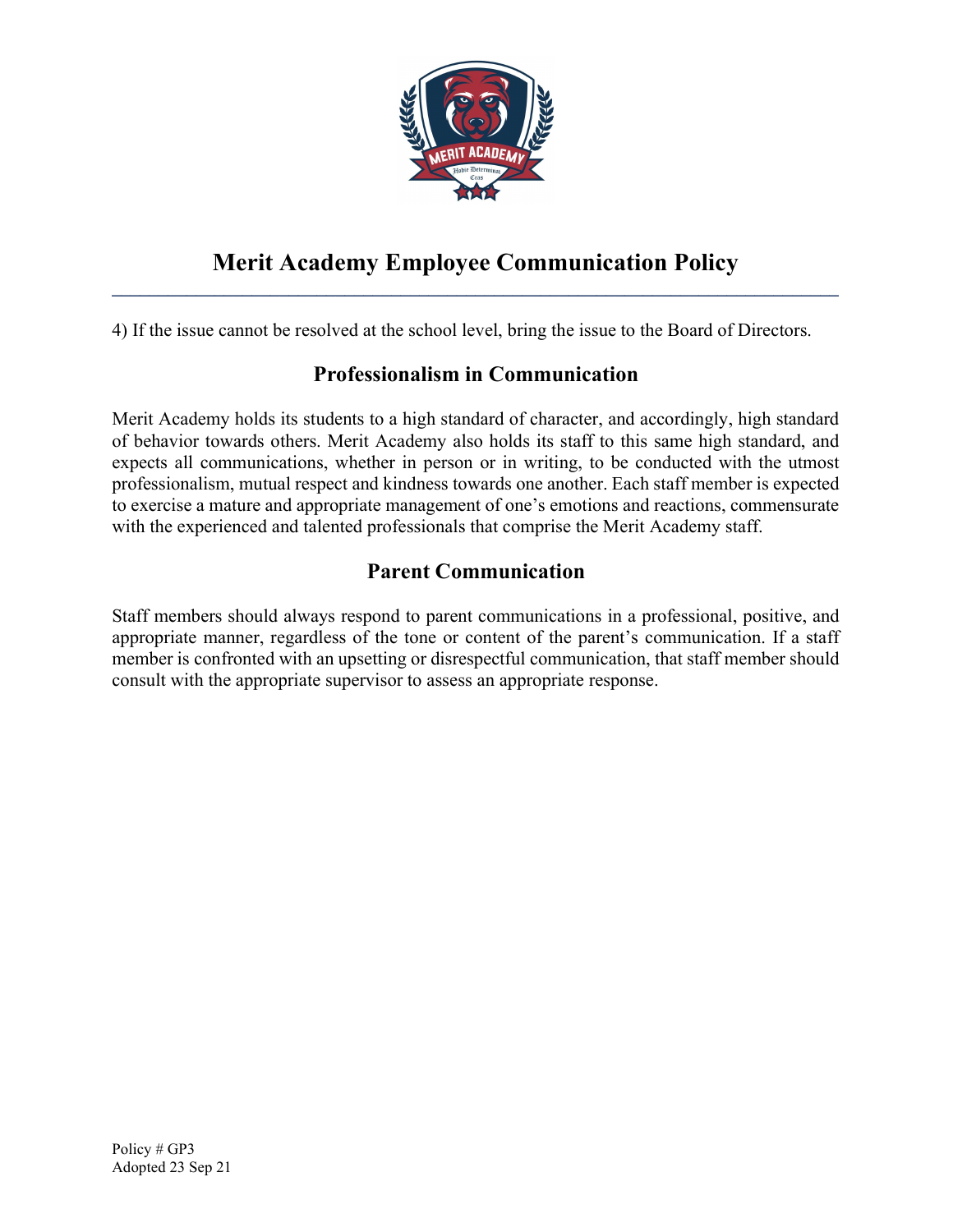# Merit Academy Employee Communication Policy

4) If the issue cannot be resolved at the school level, bring the issue to the Board of Directors.

## Professionalism in Communication

Merit Academy holds its students to a high standard of character, and accordingly, high standard of behavior towards others. Merit Academy also holds its staff to this same high standard, and expects all communications, whether in person or in writing, to be conducted with the utmost professionalism, mutual respect and kindness towards one another. Each staff member is expected to exercise a mature and appropriate management of one's emotions and reactions, commensurate with the experienced and talented professionals that comprise the Merit Academy staff.

## Parent Communication

Staff members should always respond to parent communications in a professional, positive, and appropriate manner, regardless of the tone or content of the parent's communication. If a staff member is confronted with an upsetting or disrespectful communication, that staff member should consult with the appropriate supervisor to assess an appropriate response.

Policy # GP3
Adopted 23 Sep 21